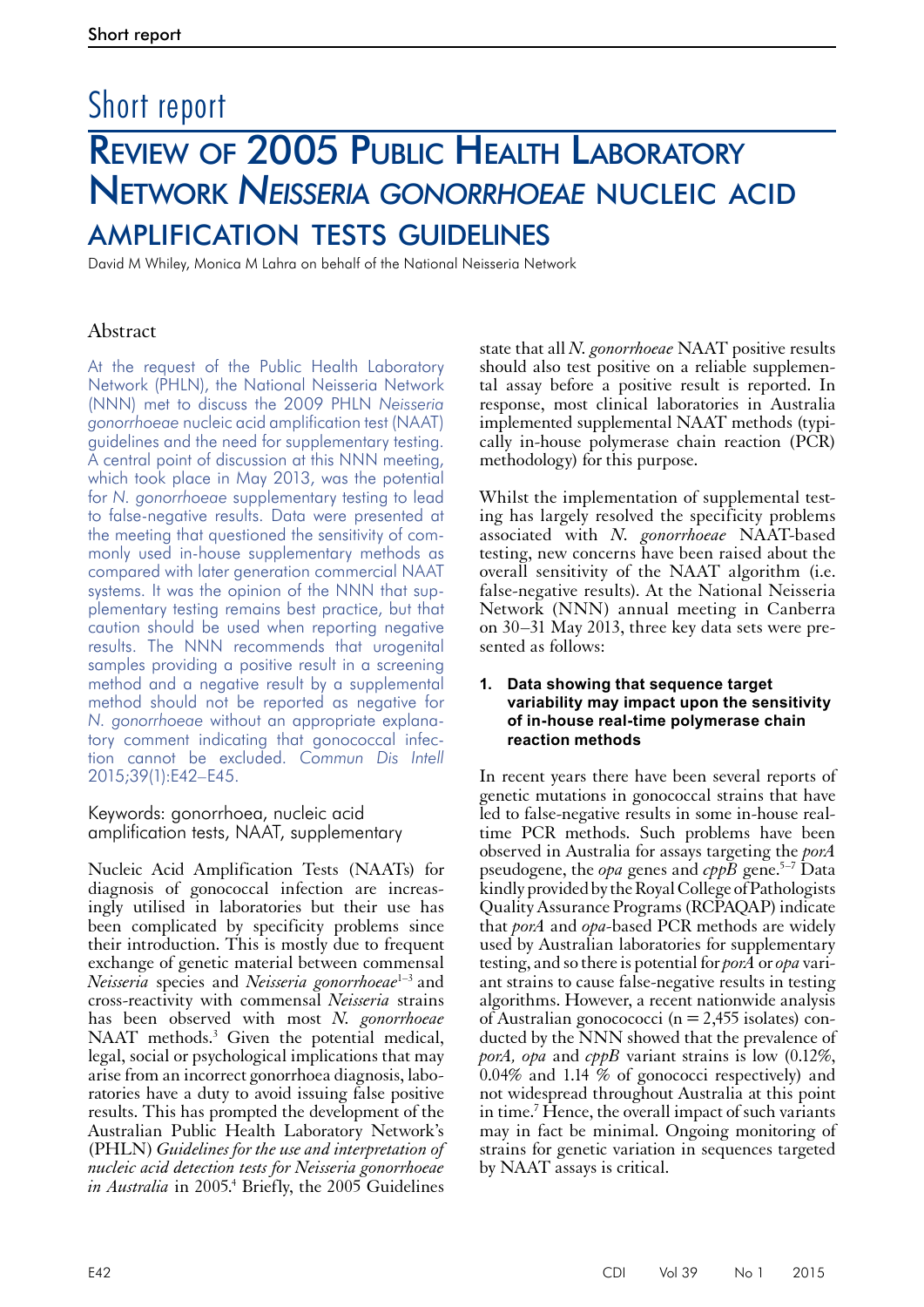# Short report

## Review of 2005 Public Health Laboratory Network *Neisseria gonorrhoeae* nucleic acid amplification tests guidelines

David M Whiley, Monica M Lahra on behalf of the National Neisseria Network

### Abstract

At the request of the Public Health Laboratory Network (PHLN), the National Neisseria Network (NNN) met to discuss the 2009 PHLN *Neisseria gonorrhoeae* nucleic acid amplification test (NAAT) guidelines and the need for supplementary testing. A central point of discussion at this NNN meeting, which took place in May 2013, was the potential for *N. gonorrhoeae* supplementary testing to lead to false-negative results. Data were presented at the meeting that questioned the sensitivity of commonly used in-house supplementary methods as compared with later generation commercial NAAT systems. It was the opinion of the NNN that supplementary testing remains best practice, but that caution should be used when reporting negative results. The NNN recommends that urogenital samples providing a positive result in a screening method and a negative result by a supplemental method should not be reported as negative for *N. gonorrhoeae* without an appropriate explanatory comment indicating that gonococcal infection cannot be excluded. *Commun Dis Intell* 2015;39(1):E42–E45.

Keywords: gonorrhoea, nucleic acid amplification tests, NAAT, supplementary

Nucleic Acid Amplification Tests (NAATs) for diagnosis of gonococcal infection are increasingly utilised in laboratories but their use has been complicated by specificity problems since their introduction. This is mostly due to frequent exchange of genetic material between commensal *Neisseria* species and *Neisseria gonorrhoeae*[1–3] and cross-reactivity with commensal *Neisseria* strains has been observed with most *N. gonorrhoeae* NAAT methods.[3] Given the potential medical, legal, social or psychological implications that may arise from an incorrect gonorrhoea diagnosis, laboratories have a duty to avoid issuing false positive results. This has prompted the development of the Australian Public Health Laboratory Network's (PHLN) *Guidelines for the use and interpretation of nucleic acid detection tests for Neisseria gonorrhoeae in Australia* in 2005.[4] Briefly, the 2005 Guidelines state that all *N. gonorrhoeae* NAAT positive results should also test positive on a reliable supplemental assay before a positive result is reported. In response, most clinical laboratories in Australia implemented supplemental NAAT methods (typically in-house polymerase chain reaction (PCR) methodology) for this purpose.

Whilst the implementation of supplemental testing has largely resolved the specificity problems associated with *N. gonorrhoeae* NAAT-based testing, new concerns have been raised about the overall sensitivity of the NAAT algorithm (i.e. false-negative results). At the National Neisseria Network (NNN) annual meeting in Canberra on 30–31 May 2013, three key data sets were presented as follows:

#### 1. Data showing that sequence target variability may impact upon the sensitivity of in-house real-time polymerase chain reaction methods

In recent years there have been several reports of genetic mutations in gonococcal strains that have led to false-negative results in some in-house real-time PCR methods. Such problems have been observed in Australia for assays targeting the *porA* pseudogene, the *opa* genes and *cppB* gene.[5–7] Data kindly provided by the Royal College of Pathologists Quality Assurance Programs (RCPAQAP) indicate that *porA* and *opa*-based PCR methods are widely used by Australian laboratories for supplementary testing, and so there is potential for *porA* or *opa* variant strains to cause false-negative results in testing algorithms. However, a recent nationwide analysis of Australian gonococci (n = 2,455 isolates) conducted by the NNN showed that the prevalence of *porA, opa* and *cppB* variant strains is low (0.12%, 0.04% and 1.14 % of gonococci respectively) and not widespread throughout Australia at this point in time.[7] Hence, the overall impact of such variants may in fact be minimal. Ongoing monitoring of strains for genetic variation in sequences targeted by NAAT assays is critical.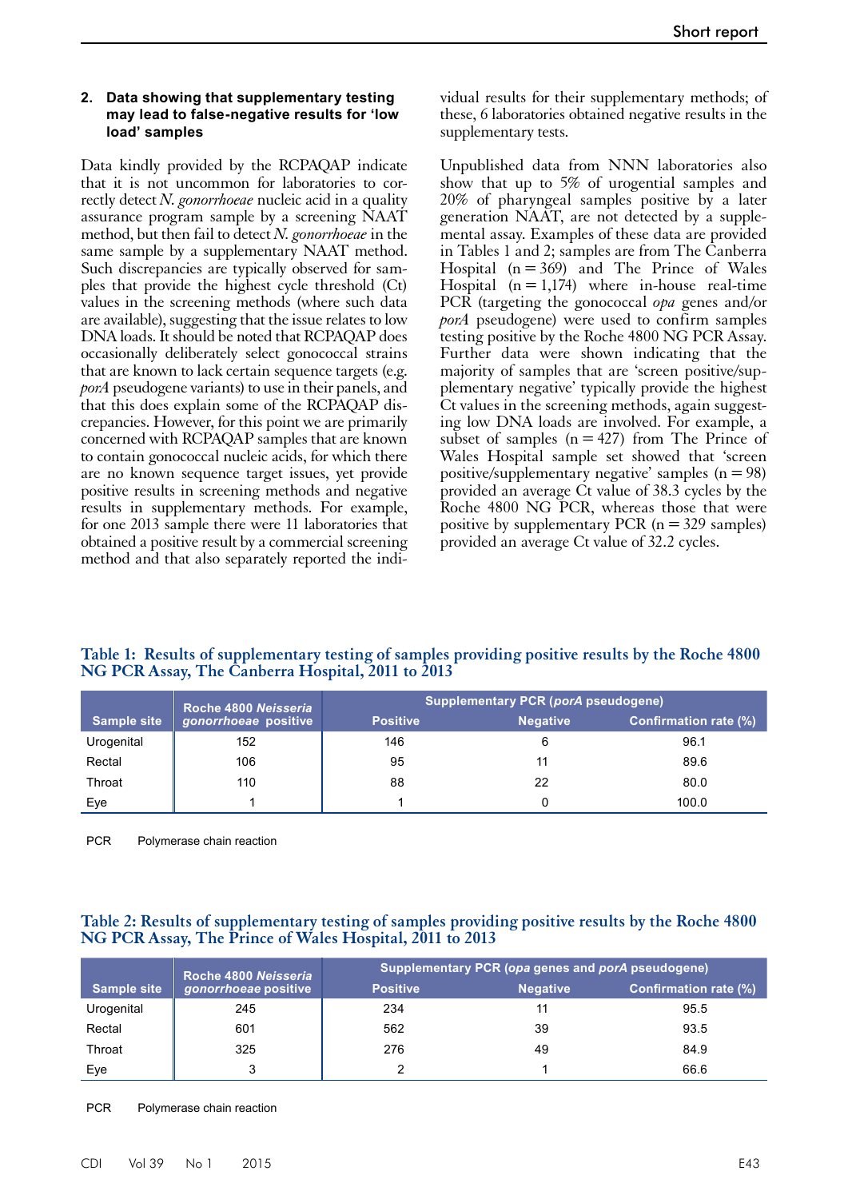### 2. Data showing that supplementary testing may lead to false-negative results for 'low load' samples

Data kindly provided by the RCPAQAP indicate that it is not uncommon for laboratories to correctly detect *N. gonorrhoeae* nucleic acid in a quality assurance program sample by a screening NAAT method, but then fail to detect *N. gonorrhoeae* in the same sample by a supplementary NAAT method. Such discrepancies are typically observed for samples that provide the highest cycle threshold (Ct) values in the screening methods (where such data are available), suggesting that the issue relates to low DNA loads. It should be noted that RCPAQAP does occasionally deliberately select gonococcal strains that are known to lack certain sequence targets (e.g. *porA* pseudogene variants) to use in their panels, and that this does explain some of the RCPAQAP discrepancies. However, for this point we are primarily concerned with RCPAQAP samples that are known to contain gonococcal nucleic acids, for which there are no known sequence target issues, yet provide positive results in screening methods and negative results in supplementary methods. For example, for one 2013 sample there were 11 laboratories that obtained a positive result by a commercial screening method and that also separately reported the individual results for their supplementary methods; of these, 6 laboratories obtained negative results in the supplementary tests.

Unpublished data from NNN laboratories also show that up to 5% of urogenital samples and 20% of pharyngeal samples positive by a later generation NAAT, are not detected by a supplemental assay. Examples of these data are provided in Tables 1 and 2; samples are from The Canberra Hospital (n = 369) and The Prince of Wales Hospital (n = 1,174) where in-house real-time PCR (targeting the gonococcal *opa* genes and/or *porA* pseudogene) were used to confirm samples testing positive by the Roche 4800 NG PCR Assay. Further data were shown indicating that the majority of samples that are 'screen positive/supplementary negative' typically provide the highest Ct values in the screening methods, again suggesting low DNA loads are involved. For example, a subset of samples (n = 427) from The Prince of Wales Hospital sample set showed that 'screen positive/supplementary negative' samples (n = 98) provided an average Ct value of 38.3 cycles by the Roche 4800 NG PCR, whereas those that were positive by supplementary PCR (n = 329 samples) provided an average Ct value of 32.2 cycles.

**Table 1: Results of supplementary testing of samples providing positive results by the Roche 4800 NG PCR Assay, The Canberra Hospital, 2011 to 2013**

| Sample site | Roche 4800 *Neisseria gonorrhoeae* positive | Supplementary PCR (*porA* pseudogene) | | |
|---|---|---|---|---|
| | | Positive | Negative | Confirmation rate (%) |
| Urogenital | 152 | 146 | 6 | 96.1 |
| Rectal | 106 | 95 | 11 | 89.6 |
| Throat | 110 | 88 | 22 | 80.0 |
| Eye | 1 | 1 | 0 | 100.0 |

PCR Polymerase chain reaction

**Table 2: Results of supplementary testing of samples providing positive results by the Roche 4800 NG PCR Assay, The Prince of Wales Hospital, 2011 to 2013**

| Sample site | Roche 4800 *Neisseria gonorrhoeae* positive | Supplementary PCR (*opa* genes and *porA* pseudogene) | | |
|---|---|---|---|---|
| | | Positive | Negative | Confirmation rate (%) |
| Urogenital | 245 | 234 | 11 | 95.5 |
| Rectal | 601 | 562 | 39 | 93.5 |
| Throat | 325 | 276 | 49 | 84.9 |
| Eye | 3 | 2 | 1 | 66.6 |

PCR Polymerase chain reaction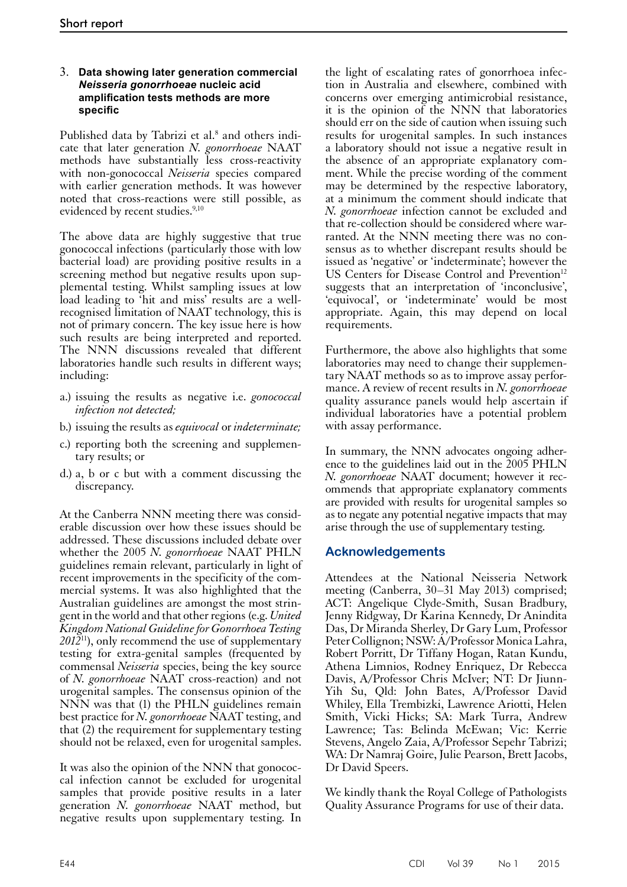### 3. Data showing later generation commercial *Neisseria gonorrhoeae* nucleic acid amplification tests methods are more specific

Published data by Tabrizi et al.[8] and others indicate that later generation *N. gonorrhoeae* NAAT methods have substantially less cross-reactivity with non-gonococcal *Neisseria* species compared with earlier generation methods. It was however noted that cross-reactions were still possible, as evidenced by recent studies.[9,10]

The above data are highly suggestive that true gonococcal infections (particularly those with low bacterial load) are providing positive results in a screening method but negative results upon supplemental testing. Whilst sampling issues at low load leading to 'hit and miss' results are a well-recognised limitation of NAAT technology, this is not of primary concern. The key issue here is how such results are being interpreted and reported. The NNN discussions revealed that different laboratories handle such results in different ways; including:

a.) issuing the results as negative i.e. *gonococcal infection not detected;*

b.) issuing the results as *equivocal* or *indeterminate;*

c.) reporting both the screening and supplementary results; or

d.) a, b or c but with a comment discussing the discrepancy.

At the Canberra NNN meeting there was considerable discussion over how these issues should be addressed. These discussions included debate over whether the 2005 *N. gonorrhoeae* NAAT PHLN guidelines remain relevant, particularly in light of recent improvements in the specificity of the commercial systems. It was also highlighted that the Australian guidelines are amongst the most stringent in the world and that other regions (e.g. *United Kingdom National Guideline for Gonorrhoea Testing 2012*[11]), only recommend the use of supplementary testing for extra-genital samples (frequented by commensal *Neisseria* species, being the key source of *N. gonorrhoeae* NAAT cross-reaction) and not urogenital samples. The consensus opinion of the NNN was that (1) the PHLN guidelines remain best practice for *N. gonorrhoeae* NAAT testing, and that (2) the requirement for supplementary testing should not be relaxed, even for urogenital samples.

It was also the opinion of the NNN that gonococcal infection cannot be excluded for urogenital samples that provide positive results in a later generation *N. gonorrhoeae* NAAT method, but negative results upon supplementary testing. In the light of escalating rates of gonorrhoea infection in Australia and elsewhere, combined with concerns over emerging antimicrobial resistance, it is the opinion of the NNN that laboratories should err on the side of caution when issuing such results for urogenital samples. In such instances a laboratory should not issue a negative result in the absence of an appropriate explanatory comment. While the precise wording of the comment may be determined by the respective laboratory, at a minimum the comment should indicate that *N. gonorrhoeae* infection cannot be excluded and that re-collection should be considered where warranted. At the NNN meeting there was no consensus as to whether discrepant results should be issued as 'negative' or 'indeterminate'; however the US Centers for Disease Control and Prevention[12] suggests that an interpretation of 'inconclusive', 'equivocal', or 'indeterminate' would be most appropriate. Again, this may depend on local requirements.

Furthermore, the above also highlights that some laboratories may need to change their supplementary NAAT methods so as to improve assay performance. A review of recent results in *N. gonorrhoeae* quality assurance panels would help ascertain if individual laboratories have a potential problem with assay performance.

In summary, the NNN advocates ongoing adherence to the guidelines laid out in the 2005 PHLN *N. gonorrhoeae* NAAT document; however it recommends that appropriate explanatory comments are provided with results for urogenital samples so as to negate any potential negative impacts that may arise through the use of supplementary testing.

## Acknowledgements

Attendees at the National Neisseria Network meeting (Canberra, 30–31 May 2013) comprised; ACT: Angelique Clyde-Smith, Susan Bradbury, Jenny Ridgway, Dr Karina Kennedy, Dr Anindita Das, Dr Miranda Sherley, Dr Gary Lum, Professor Peter Collignon; NSW: A/Professor Monica Lahra, Robert Porritt, Dr Tiffany Hogan, Ratan Kundu, Athena Limnios, Rodney Enriquez, Dr Rebecca Davis, A/Professor Chris McIver; NT: Dr Jiunn-Yih Su, Qld: John Bates, A/Professor David Whiley, Ella Trembizki, Lawrence Ariotti, Helen Smith, Vicki Hicks; SA: Mark Turra, Andrew Lawrence; Tas: Belinda McEwan; Vic: Kerrie Stevens, Angelo Zaia, A/Professor Sepehr Tabrizi; WA: Dr Namraj Goire, Julie Pearson, Brett Jacobs, Dr David Speers.

We kindly thank the Royal College of Pathologists Quality Assurance Programs for use of their data.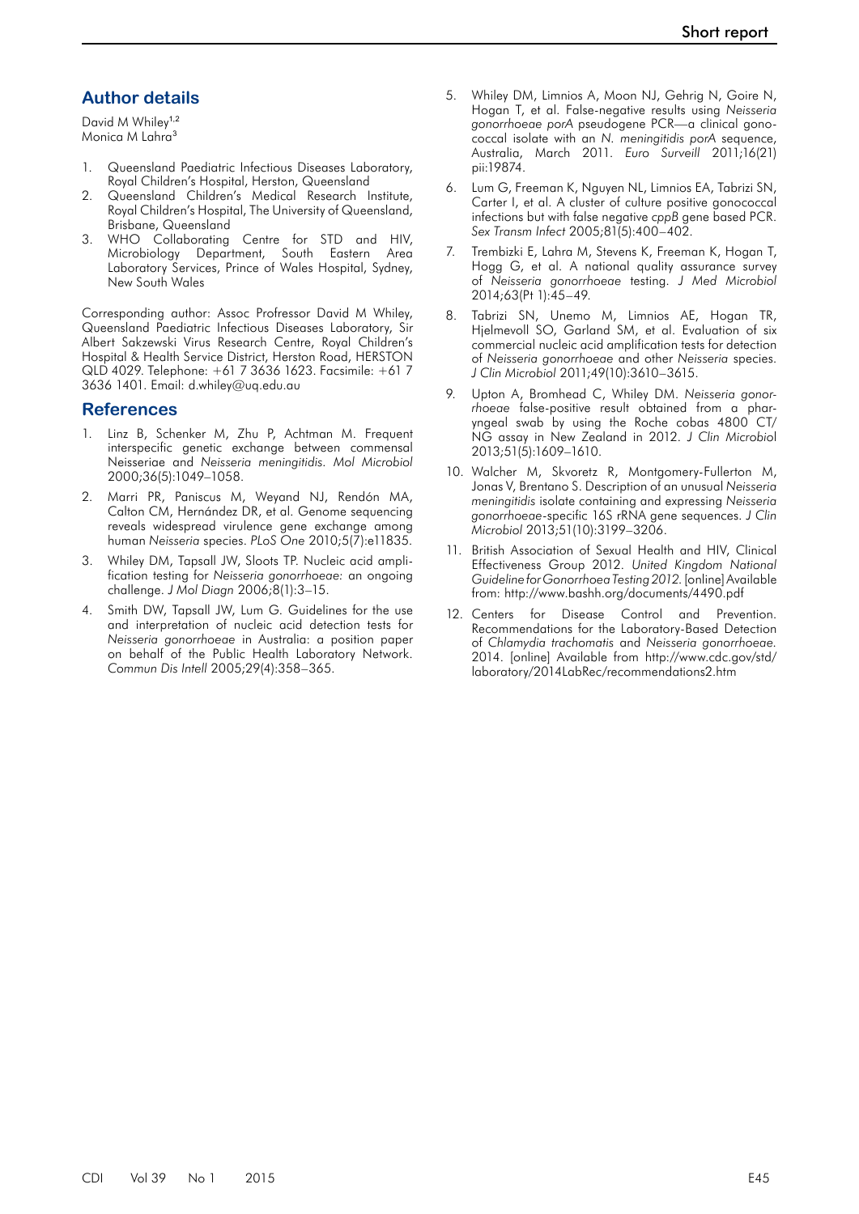## Author details

David M Whiley[1,2]
Monica M Lahra[3]

1. Queensland Paediatric Infectious Diseases Laboratory, Royal Children's Hospital, Herston, Queensland
2. Queensland Children's Medical Research Institute, Royal Children's Hospital, The University of Queensland, Brisbane, Queensland
3. WHO Collaborating Centre for STD and HIV, Microbiology Department, South Eastern Area Laboratory Services, Prince of Wales Hospital, Sydney, New South Wales

Corresponding author: Assoc Professor David M Whiley, Queensland Paediatric Infectious Diseases Laboratory, Sir Albert Sakzewski Virus Research Centre, Royal Children's Hospital & Health Service District, Herston Road, HERSTON QLD 4029. Telephone: +61 7 3636 1623. Facsimile: +61 7 3636 1401. Email: d.whiley@uq.edu.au

## References

1. Linz B, Schenker M, Zhu P, Achtman M. Frequent interspecific genetic exchange between commensal Neisseriae and *Neisseria meningitidis*. *Mol Microbiol* 2000;36(5):1049–1058.
2. Marri PR, Paniscus M, Weyand NJ, Rendón MA, Calton CM, Hernández DR, et al. Genome sequencing reveals widespread virulence gene exchange among human *Neisseria* species. *PLoS One* 2010;5(7):e11835.
3. Whiley DM, Tapsall JW, Sloots TP. Nucleic acid amplification testing for *Neisseria gonorrhoeae:* an ongoing challenge. *J Mol Diagn* 2006;8(1):3–15.
4. Smith DW, Tapsall JW, Lum G. Guidelines for the use and interpretation of nucleic acid detection tests for *Neisseria gonorrhoeae* in Australia: a position paper on behalf of the Public Health Laboratory Network. *Commun Dis Intell* 2005;29(4):358–365.
5. Whiley DM, Limnios A, Moon NJ, Gehrig N, Goire N, Hogan T, et al. False-negative results using *Neisseria gonorrhoeae porA* pseudogene PCR—a clinical gonococcal isolate with an *N. meningitidis porA* sequence, Australia, March 2011. *Euro Surveill* 2011;16(21) pii:19874.
6. Lum G, Freeman K, Nguyen NL, Limnios EA, Tabrizi SN, Carter I, et al. A cluster of culture positive gonococcal infections but with false negative *cppB* gene based PCR. *Sex Transm Infect* 2005;81(5):400–402.
7. Trembizki E, Lahra M, Stevens K, Freeman K, Hogan T, Hogg G, et al. A national quality assurance survey of *Neisseria gonorrhoeae* testing. *J Med Microbiol* 2014;63(Pt 1):45–49.
8. Tabrizi SN, Unemo M, Limnios AE, Hogan TR, Hjelmevoll SO, Garland SM, et al. Evaluation of six commercial nucleic acid amplification tests for detection of *Neisseria gonorrhoeae* and other *Neisseria* species. *J Clin Microbiol* 2011;49(10):3610–3615.
9. Upton A, Bromhead C, Whiley DM. *Neisseria gonorrhoeae* false-positive result obtained from a pharyngeal swab by using the Roche cobas 4800 CT/NG assay in New Zealand in 2012. *J Clin Microbiol* 2013;51(5):1609–1610.
10. Walcher M, Skvoretz R, Montgomery-Fullerton M, Jonas V, Brentano S. Description of an unusual *Neisseria meningitidis* isolate containing and expressing *Neisseria gonorrhoeae*-specific 16S rRNA gene sequences. *J Clin Microbiol* 2013;51(10):3199–3206.
11. British Association of Sexual Health and HIV, Clinical Effectiveness Group 2012. *United Kingdom National Guideline for Gonorrhoea Testing 2012.* [online] Available from: http://www.bashh.org/documents/4490.pdf
12. Centers for Disease Control and Prevention. Recommendations for the Laboratory-Based Detection of *Chlamydia trachomatis* and *Neisseria gonorrhoeae*. 2014. [online] Available from http://www.cdc.gov/std/laboratory/2014LabRec/recommendations2.htm